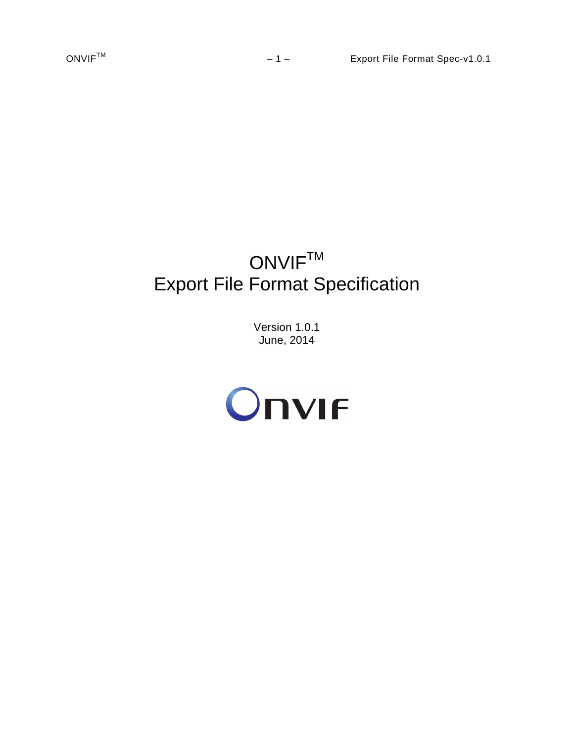# ONVIF™
# Export File Format Specification

Version 1.0.1
June, 2014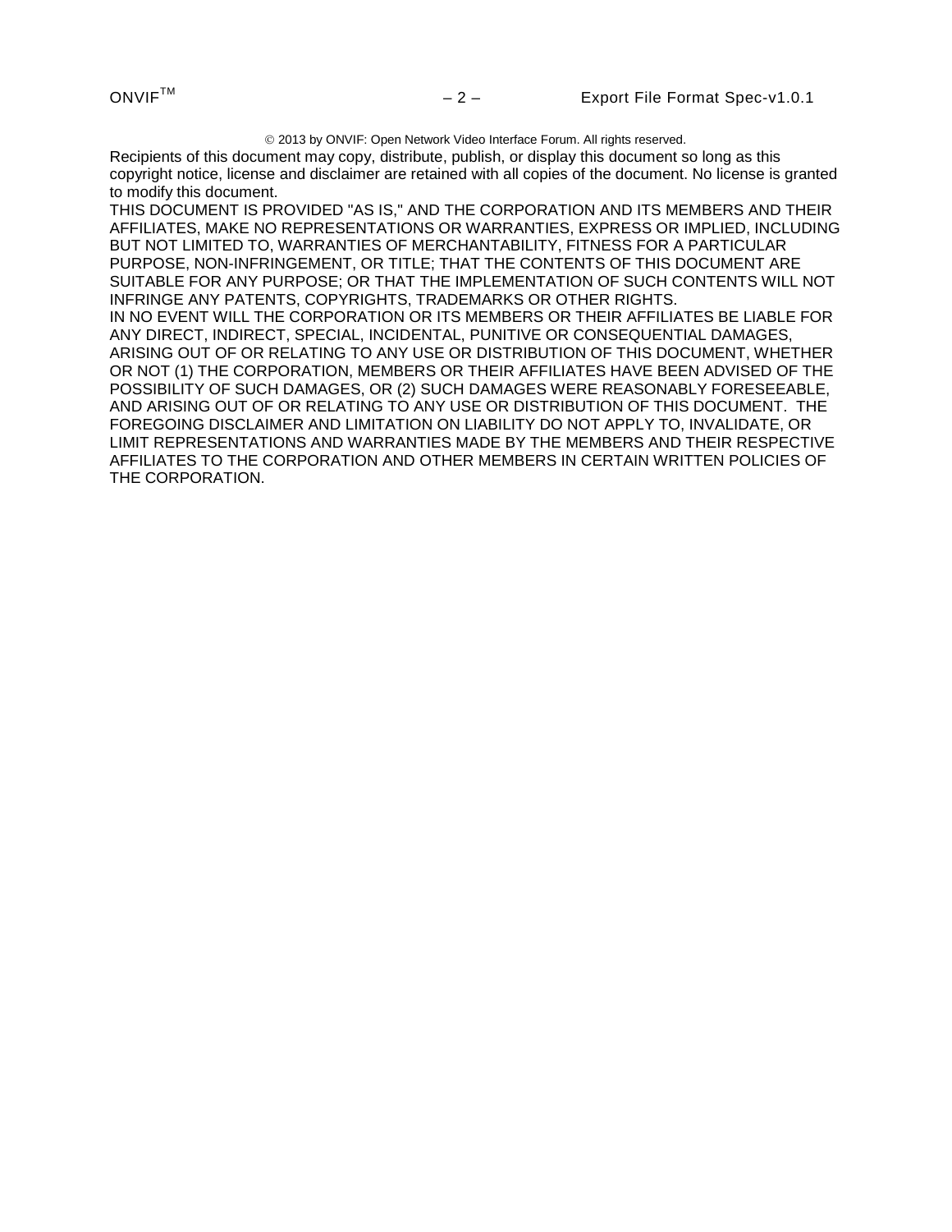© 2013 by ONVIF: Open Network Video Interface Forum. All rights reserved.

Recipients of this document may copy, distribute, publish, or display this document so long as this copyright notice, license and disclaimer are retained with all copies of the document. No license is granted to modify this document.

THIS DOCUMENT IS PROVIDED "AS IS," AND THE CORPORATION AND ITS MEMBERS AND THEIR AFFILIATES, MAKE NO REPRESENTATIONS OR WARRANTIES, EXPRESS OR IMPLIED, INCLUDING BUT NOT LIMITED TO, WARRANTIES OF MERCHANTABILITY, FITNESS FOR A PARTICULAR PURPOSE, NON-INFRINGEMENT, OR TITLE; THAT THE CONTENTS OF THIS DOCUMENT ARE SUITABLE FOR ANY PURPOSE; OR THAT THE IMPLEMENTATION OF SUCH CONTENTS WILL NOT INFRINGE ANY PATENTS, COPYRIGHTS, TRADEMARKS OR OTHER RIGHTS.

IN NO EVENT WILL THE CORPORATION OR ITS MEMBERS OR THEIR AFFILIATES BE LIABLE FOR ANY DIRECT, INDIRECT, SPECIAL, INCIDENTAL, PUNITIVE OR CONSEQUENTIAL DAMAGES, ARISING OUT OF OR RELATING TO ANY USE OR DISTRIBUTION OF THIS DOCUMENT, WHETHER OR NOT (1) THE CORPORATION, MEMBERS OR THEIR AFFILIATES HAVE BEEN ADVISED OF THE POSSIBILITY OF SUCH DAMAGES, OR (2) SUCH DAMAGES WERE REASONABLY FORESEEABLE, AND ARISING OUT OF OR RELATING TO ANY USE OR DISTRIBUTION OF THIS DOCUMENT. THE FOREGOING DISCLAIMER AND LIMITATION ON LIABILITY DO NOT APPLY TO, INVALIDATE, OR LIMIT REPRESENTATIONS AND WARRANTIES MADE BY THE MEMBERS AND THEIR RESPECTIVE AFFILIATES TO THE CORPORATION AND OTHER MEMBERS IN CERTAIN WRITTEN POLICIES OF THE CORPORATION.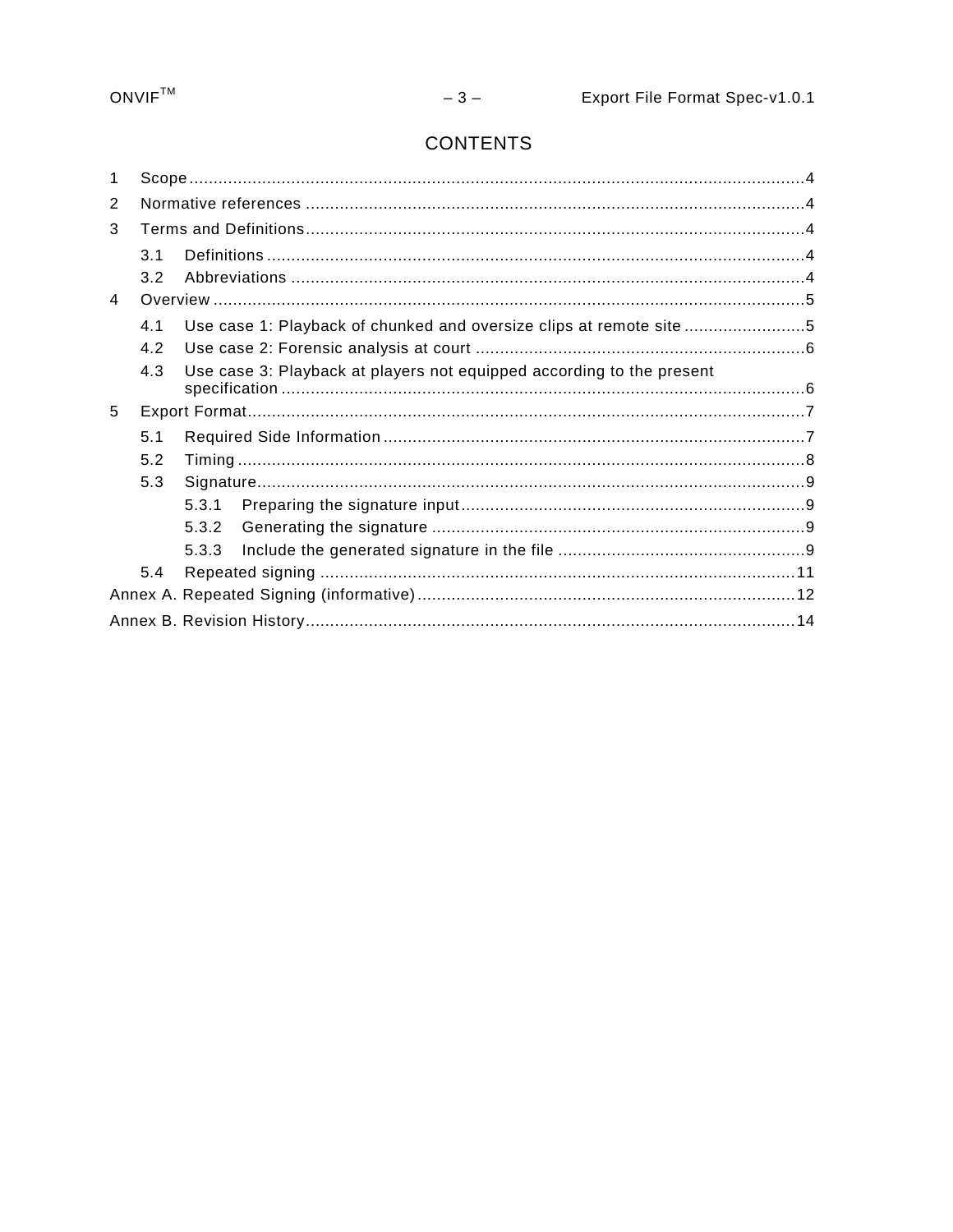# CONTENTS

1 Scope ..... 4

2 Normative references ..... 4

3 Terms and Definitions ..... 4

- 3.1 Definitions ..... 4
- 3.2 Abbreviations ..... 4

4 Overview ..... 5

- 4.1 Use case 1: Playback of chunked and oversize clips at remote site ..... 5
- 4.2 Use case 2: Forensic analysis at court ..... 6
- 4.3 Use case 3: Playback at players not equipped according to the present specification ..... 6

5 Export Format ..... 7

- 5.1 Required Side Information ..... 7
- 5.2 Timing ..... 8
- 5.3 Signature ..... 9
  - 5.3.1 Preparing the signature input ..... 9
  - 5.3.2 Generating the signature ..... 9
  - 5.3.3 Include the generated signature in the file ..... 9
- 5.4 Repeated signing ..... 11

Annex A. Repeated Signing (informative) ..... 12

Annex B. Revision History ..... 14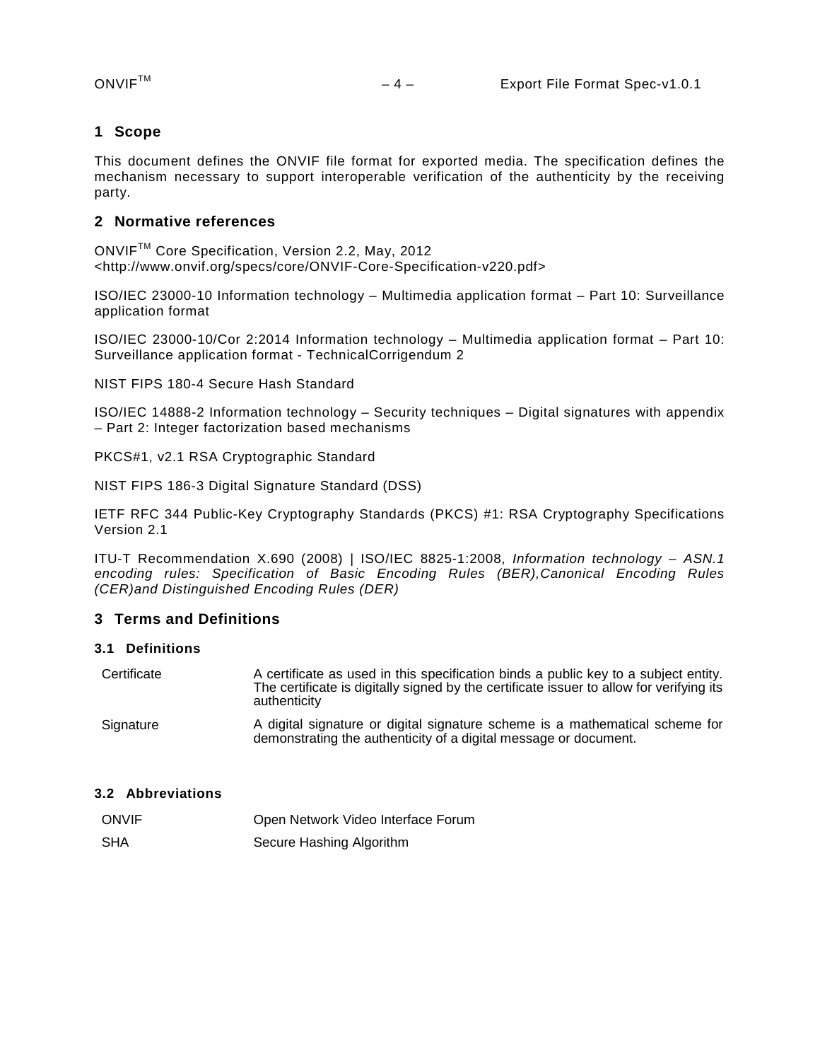# 1 Scope

This document defines the ONVIF file format for exported media. The specification defines the mechanism necessary to support interoperable verification of the authenticity by the receiving party.

# 2 Normative references

ONVIF™ Core Specification, Version 2.2, May, 2012
<http://www.onvif.org/specs/core/ONVIF-Core-Specification-v220.pdf>

ISO/IEC 23000-10 Information technology – Multimedia application format – Part 10: Surveillance application format

ISO/IEC 23000-10/Cor 2:2014 Information technology – Multimedia application format – Part 10: Surveillance application format - TechnicalCorrigendum 2

NIST FIPS 180-4 Secure Hash Standard

ISO/IEC 14888-2 Information technology – Security techniques – Digital signatures with appendix – Part 2: Integer factorization based mechanisms

PKCS#1, v2.1 RSA Cryptographic Standard

NIST FIPS 186-3 Digital Signature Standard (DSS)

IETF RFC 344 Public-Key Cryptography Standards (PKCS) #1: RSA Cryptography Specifications Version 2.1

ITU-T Recommendation X.690 (2008) | ISO/IEC 8825-1:2008, *Information technology – ASN.1 encoding rules: Specification of Basic Encoding Rules (BER),Canonical Encoding Rules (CER)and Distinguished Encoding Rules (DER)*

# 3 Terms and Definitions

## 3.1 Definitions

| | |
|---|---|
| Certificate | A certificate as used in this specification binds a public key to a subject entity. The certificate is digitally signed by the certificate issuer to allow for verifying its authenticity |
| Signature | A digital signature or digital signature scheme is a mathematical scheme for demonstrating the authenticity of a digital message or document. |

## 3.2 Abbreviations

| | |
|---|---|
| ONVIF | Open Network Video Interface Forum |
| SHA | Secure Hashing Algorithm |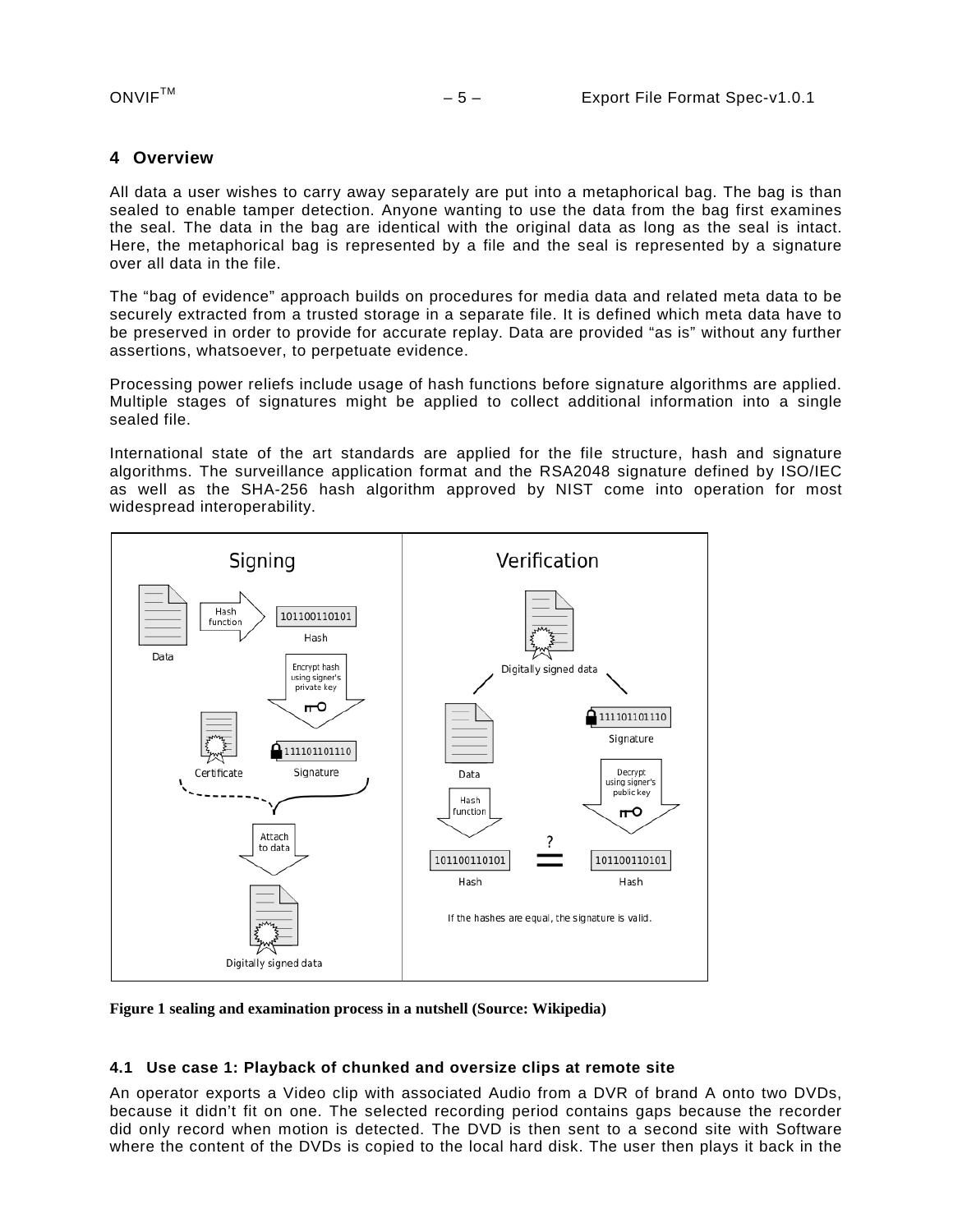# 4 Overview

All data a user wishes to carry away separately are put into a metaphorical bag. The bag is than sealed to enable tamper detection. Anyone wanting to use the data from the bag first examines the seal. The data in the bag are identical with the original data as long as the seal is intact. Here, the metaphorical bag is represented by a file and the seal is represented by a signature over all data in the file.

The "bag of evidence" approach builds on procedures for media data and related meta data to be securely extracted from a trusted storage in a separate file. It is defined which meta data have to be preserved in order to provide for accurate replay. Data are provided "as is" without any further assertions, whatsoever, to perpetuate evidence.

Processing power reliefs include usage of hash functions before signature algorithms are applied. Multiple stages of signatures might be applied to collect additional information into a single sealed file.

International state of the art standards are applied for the file structure, hash and signature algorithms. The surveillance application format and the RSA2048 signature defined by ISO/IEC as well as the SHA-256 hash algorithm approved by NIST come into operation for most widespread interoperability.

**Figure 1 sealing and examination process in a nutshell (Source: Wikipedia)**

## 4.1 Use case 1: Playback of chunked and oversize clips at remote site

An operator exports a Video clip with associated Audio from a DVR of brand A onto two DVDs, because it didn't fit on one. The selected recording period contains gaps because the recorder did only record when motion is detected. The DVD is then sent to a second site with Software where the content of the DVDs is copied to the local hard disk. The user then plays it back in the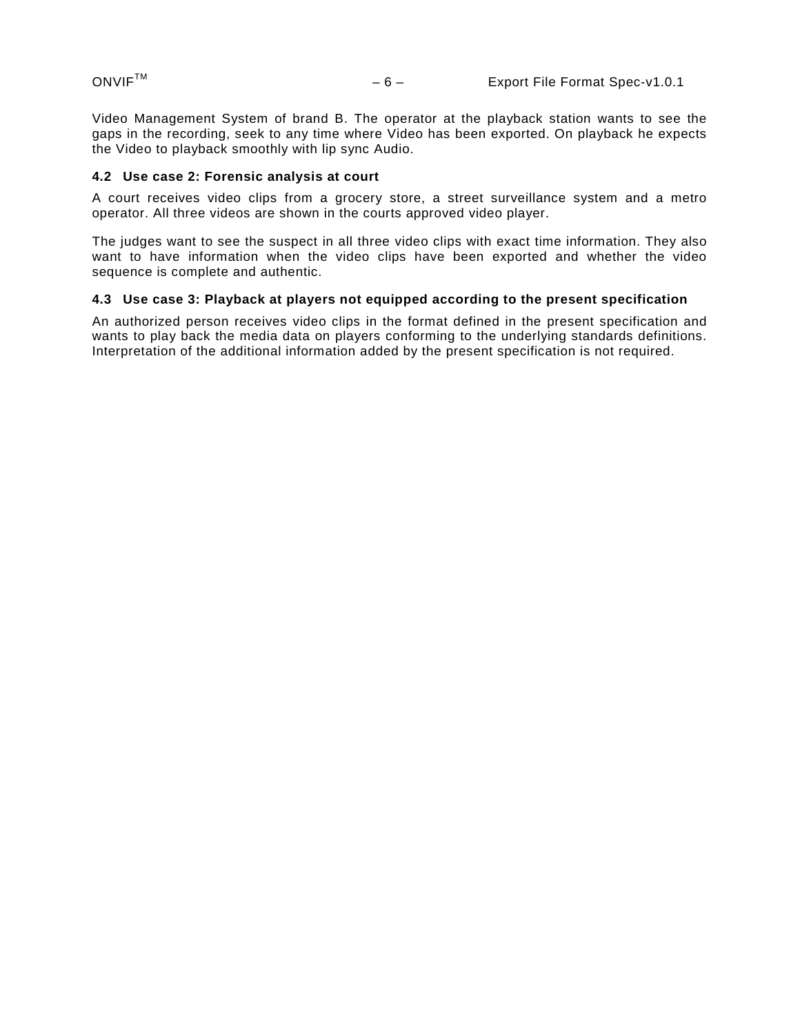Video Management System of brand B. The operator at the playback station wants to see the gaps in the recording, seek to any time where Video has been exported. On playback he expects the Video to playback smoothly with lip sync Audio.

### 4.2 Use case 2: Forensic analysis at court

A court receives video clips from a grocery store, a street surveillance system and a metro operator. All three videos are shown in the courts approved video player.

The judges want to see the suspect in all three video clips with exact time information. They also want to have information when the video clips have been exported and whether the video sequence is complete and authentic.

### 4.3 Use case 3: Playback at players not equipped according to the present specification

An authorized person receives video clips in the format defined in the present specification and wants to play back the media data on players conforming to the underlying standards definitions. Interpretation of the additional information added by the present specification is not required.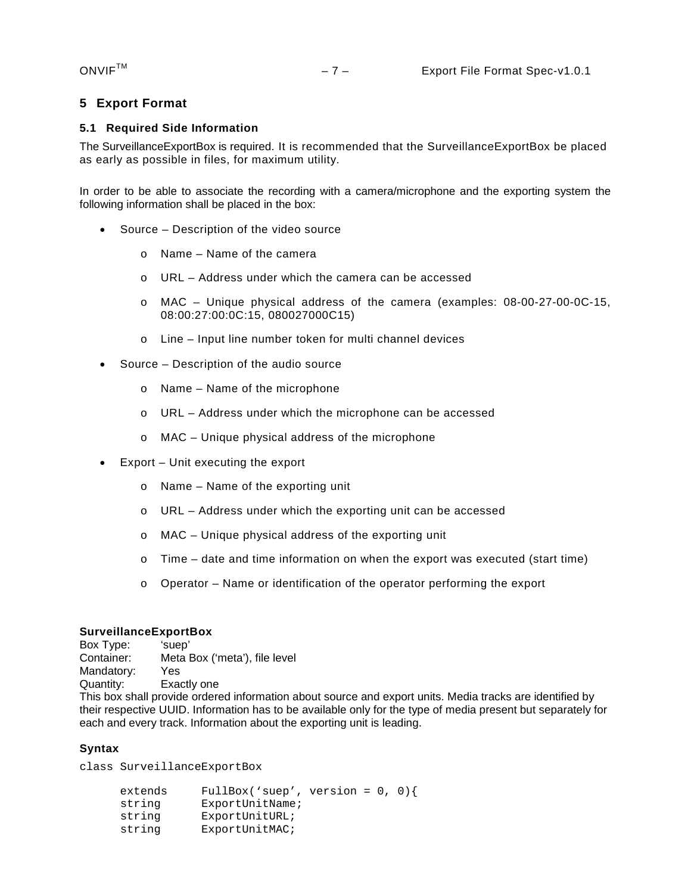# 5 Export Format

## 5.1 Required Side Information

The SurveillanceExportBox is required. It is recommended that the SurveillanceExportBox be placed as early as possible in files, for maximum utility.

In order to be able to associate the recording with a camera/microphone and the exporting system the following information shall be placed in the box:

- Source – Description of the video source
  - Name – Name of the camera
  - URL – Address under which the camera can be accessed
  - MAC – Unique physical address of the camera (examples: 08-00-27-00-0C-15, 08:00:27:00:0C:15, 080027000C15)
  - Line – Input line number token for multi channel devices
- Source – Description of the audio source
  - Name – Name of the microphone
  - URL – Address under which the microphone can be accessed
  - MAC – Unique physical address of the microphone
- Export – Unit executing the export
  - Name – Name of the exporting unit
  - URL – Address under which the exporting unit can be accessed
  - MAC – Unique physical address of the exporting unit
  - Time – date and time information on when the export was executed (start time)
  - Operator – Name or identification of the operator performing the export

**SurveillanceExportBox**

Box Type: 'suep'
Container: Meta Box ('meta'), file level
Mandatory: Yes
Quantity: Exactly one

This box shall provide ordered information about source and export units. Media tracks are identified by their respective UUID. Information has to be available only for the type of media present but separately for each and every track. Information about the exporting unit is leading.

**Syntax**

```
class SurveillanceExportBox

      extends     FullBox('suep', version = 0, 0){
      string      ExportUnitName;
      string      ExportUnitURL;
      string      ExportUnitMAC;
```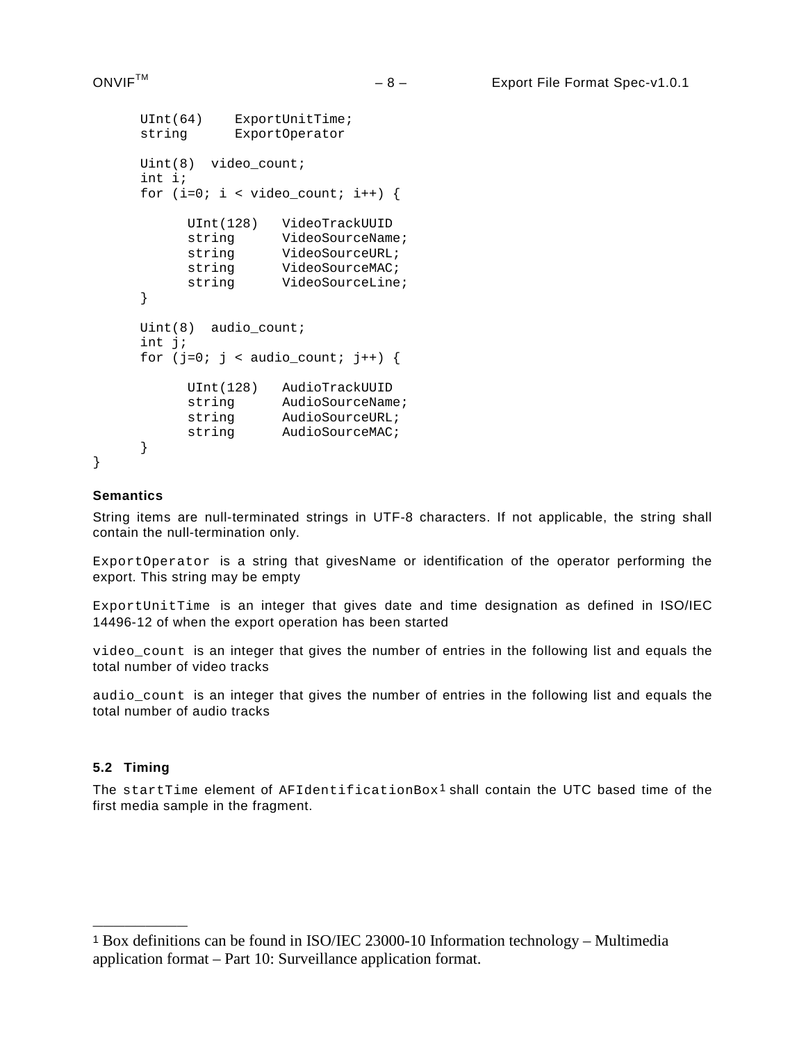```
      UInt(64)    ExportUnitTime;
      string      ExportOperator

      Uint(8)  video_count;
      int i;
      for (i=0; i < video_count; i++) {

            UInt(128)   VideoTrackUUID
            string      VideoSourceName;
            string      VideoSourceURL;
            string      VideoSourceMAC;
            string      VideoSourceLine;
      }

      Uint(8)  audio_count;
      int j;
      for (j=0; j < audio_count; j++) {

            UInt(128)   AudioTrackUUID
            string      AudioSourceName;
            string      AudioSourceURL;
            string      AudioSourceMAC;
      }
}
```

**Semantics**

String items are null-terminated strings in UTF-8 characters. If not applicable, the string shall contain the null-termination only.

`ExportOperator` is a string that givesName or identification of the operator performing the export. This string may be empty

`ExportUnitTime` is an integer that gives date and time designation as defined in ISO/IEC 14496-12 of when the export operation has been started

`video_count` is an integer that gives the number of entries in the following list and equals the total number of video tracks

`audio_count` is an integer that gives the number of entries in the following list and equals the total number of audio tracks

### 5.2 Timing

The `startTime` element of `AFIdentificationBox`[1] shall contain the UTC based time of the first media sample in the fragment.

---

[1] Box definitions can be found in ISO/IEC 23000-10 Information technology – Multimedia application format – Part 10: Surveillance application format.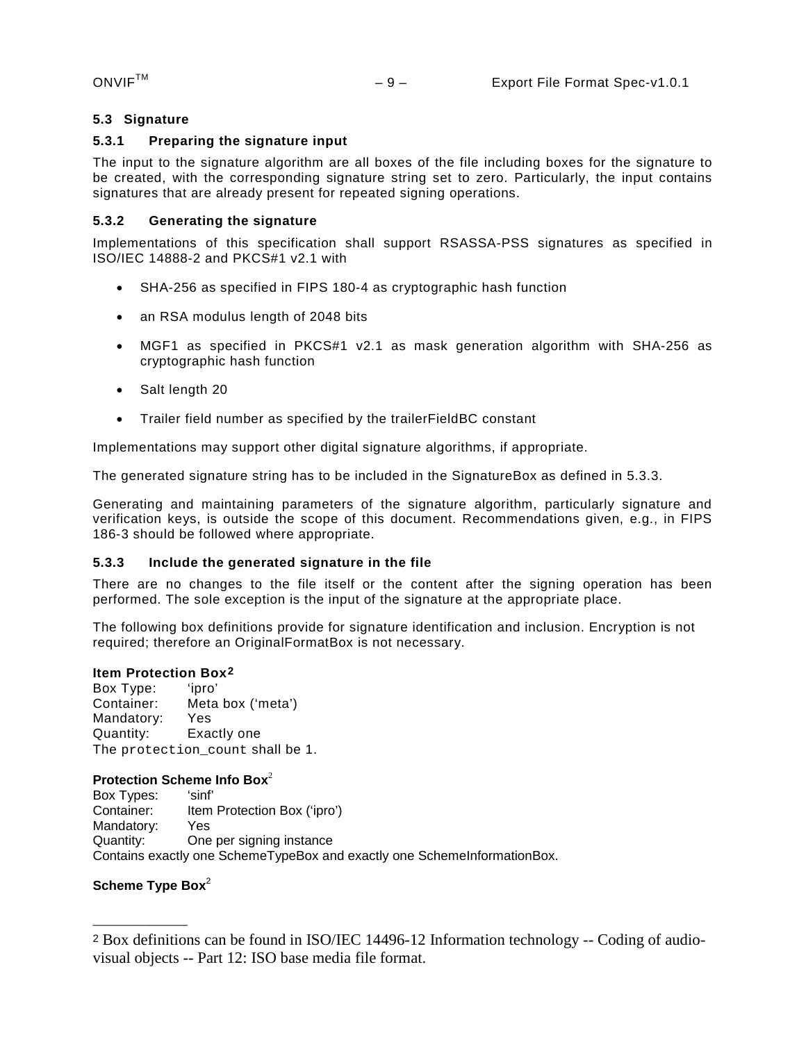## 5.3 Signature

### 5.3.1 Preparing the signature input

The input to the signature algorithm are all boxes of the file including boxes for the signature to be created, with the corresponding signature string set to zero. Particularly, the input contains signatures that are already present for repeated signing operations.

### 5.3.2 Generating the signature

Implementations of this specification shall support RSASSA-PSS signatures as specified in ISO/IEC 14888-2 and PKCS#1 v2.1 with

- SHA-256 as specified in FIPS 180-4 as cryptographic hash function
- an RSA modulus length of 2048 bits
- MGF1 as specified in PKCS#1 v2.1 as mask generation algorithm with SHA-256 as cryptographic hash function
- Salt length 20
- Trailer field number as specified by the trailerFieldBC constant

Implementations may support other digital signature algorithms, if appropriate.

The generated signature string has to be included in the SignatureBox as defined in 5.3.3.

Generating and maintaining parameters of the signature algorithm, particularly signature and verification keys, is outside the scope of this document. Recommendations given, e.g., in FIPS 186-3 should be followed where appropriate.

### 5.3.3 Include the generated signature in the file

There are no changes to the file itself or the content after the signing operation has been performed. The sole exception is the input of the signature at the appropriate place.

The following box definitions provide for signature identification and inclusion. Encryption is not required; therefore an OriginalFormatBox is not necessary.

**Item Protection Box**[2]
Box Type: 'ipro'
Container: Meta box ('meta')
Mandatory: Yes
Quantity: Exactly one
The `protection_count` shall be 1.

**Protection Scheme Info Box**[2]
Box Types: 'sinf'
Container: Item Protection Box ('ipro')
Mandatory: Yes
Quantity: One per signing instance
Contains exactly one SchemeTypeBox and exactly one SchemeInformationBox.

**Scheme Type Box**[2]

---

[2] Box definitions can be found in ISO/IEC 14496-12 Information technology -- Coding of audio-visual objects -- Part 12: ISO base media file format.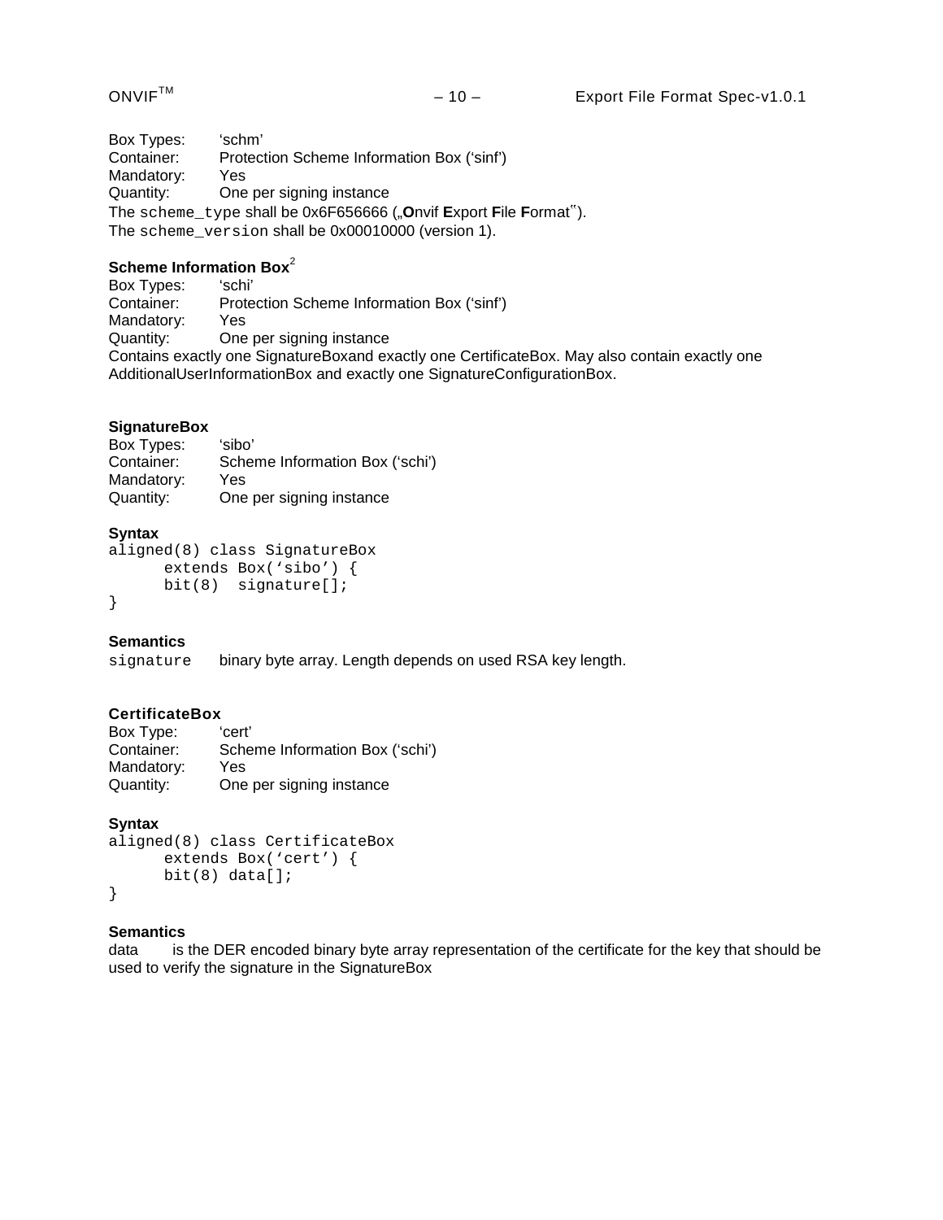Box Types: 'schm'
Container: Protection Scheme Information Box ('sinf')
Mandatory: Yes
Quantity: One per signing instance

The `scheme_type` shall be 0x6F656666 („**O**nvif **E**xport **F**ile **F**ormat").
The `scheme_version` shall be 0x00010000 (version 1).

**Scheme Information Box**[2]

Box Types: 'schi'
Container: Protection Scheme Information Box ('sinf')
Mandatory: Yes
Quantity: One per signing instance

Contains exactly one SignatureBoxand exactly one CertificateBox. May also contain exactly one AdditionalUserInformationBox and exactly one SignatureConfigurationBox.

**SignatureBox**

Box Types: 'sibo'
Container: Scheme Information Box ('schi')
Mandatory: Yes
Quantity: One per signing instance

**Syntax**

```
aligned(8) class SignatureBox
      extends Box('sibo') {
      bit(8)  signature[];
}
```

**Semantics**

`signature` binary byte array. Length depends on used RSA key length.

**CertificateBox**

Box Type: 'cert'
Container: Scheme Information Box ('schi')
Mandatory: Yes
Quantity: One per signing instance

**Syntax**

```
aligned(8) class CertificateBox
      extends Box('cert') {
      bit(8) data[];
}
```

**Semantics**

data is the DER encoded binary byte array representation of the certificate for the key that should be used to verify the signature in the SignatureBox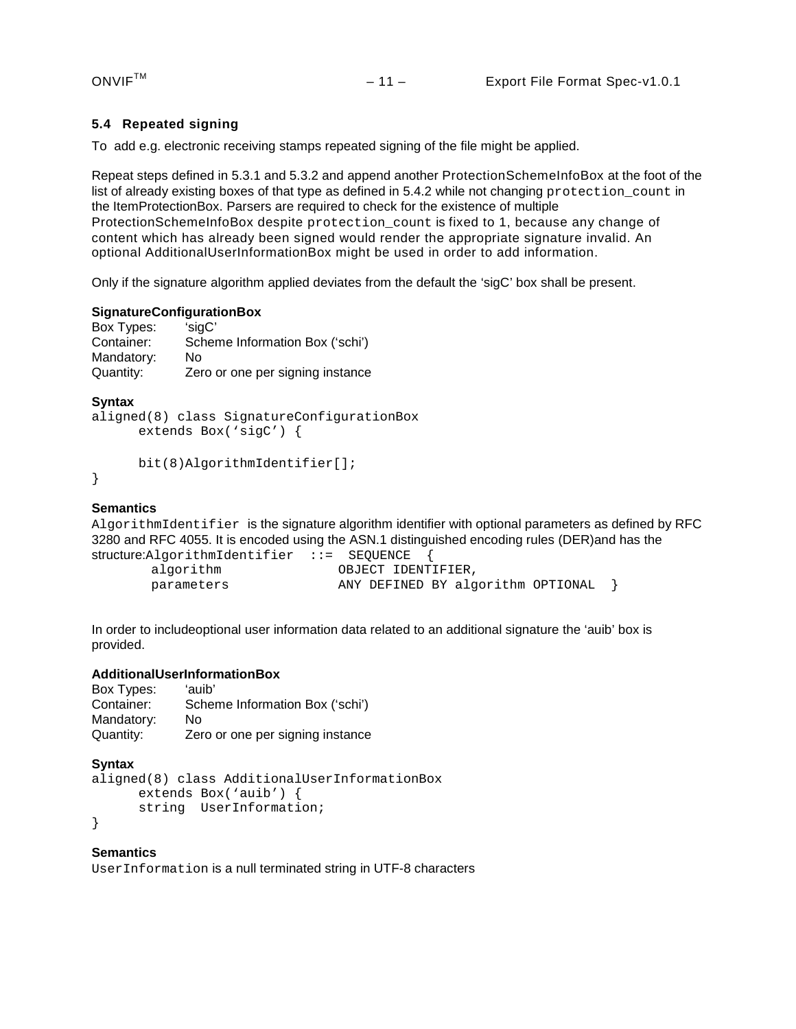## 5.4 Repeated signing

To add e.g. electronic receiving stamps repeated signing of the file might be applied.

Repeat steps defined in 5.3.1 and 5.3.2 and append another ProtectionSchemeInfoBox at the foot of the list of already existing boxes of that type as defined in 5.4.2 while not changing `protection_count` in the ItemProtectionBox. Parsers are required to check for the existence of multiple ProtectionSchemeInfoBox despite `protection_count` is fixed to 1, because any change of content which has already been signed would render the appropriate signature invalid. An optional AdditionalUserInformationBox might be used in order to add information.

Only if the signature algorithm applied deviates from the default the 'sigC' box shall be present.

**SignatureConfigurationBox**

Box Types: 'sigC'
Container: Scheme Information Box ('schi')
Mandatory: No
Quantity: Zero or one per signing instance

**Syntax**

```
aligned(8) class SignatureConfigurationBox
      extends Box('sigC') {

      bit(8)AlgorithmIdentifier[];
}
```

**Semantics**

`AlgorithmIdentifier` is the signature algorithm identifier with optional parameters as defined by RFC 3280 and RFC 4055. It is encoded using the ASN.1 distinguished encoding rules (DER)and has the structure:

```
AlgorithmIdentifier  ::=  SEQUENCE  {
        algorithm               OBJECT IDENTIFIER,
        parameters              ANY DEFINED BY algorithm OPTIONAL  }
```

In order to includeoptional user information data related to an additional signature the 'auib' box is provided.

**AdditionalUserInformationBox**

Box Types: 'auib'
Container: Scheme Information Box ('schi')
Mandatory: No
Quantity: Zero or one per signing instance

**Syntax**

```
aligned(8) class AdditionalUserInformationBox
      extends Box('auib') {
      string  UserInformation;
}
```

**Semantics**

`UserInformation` is a null terminated string in UTF-8 characters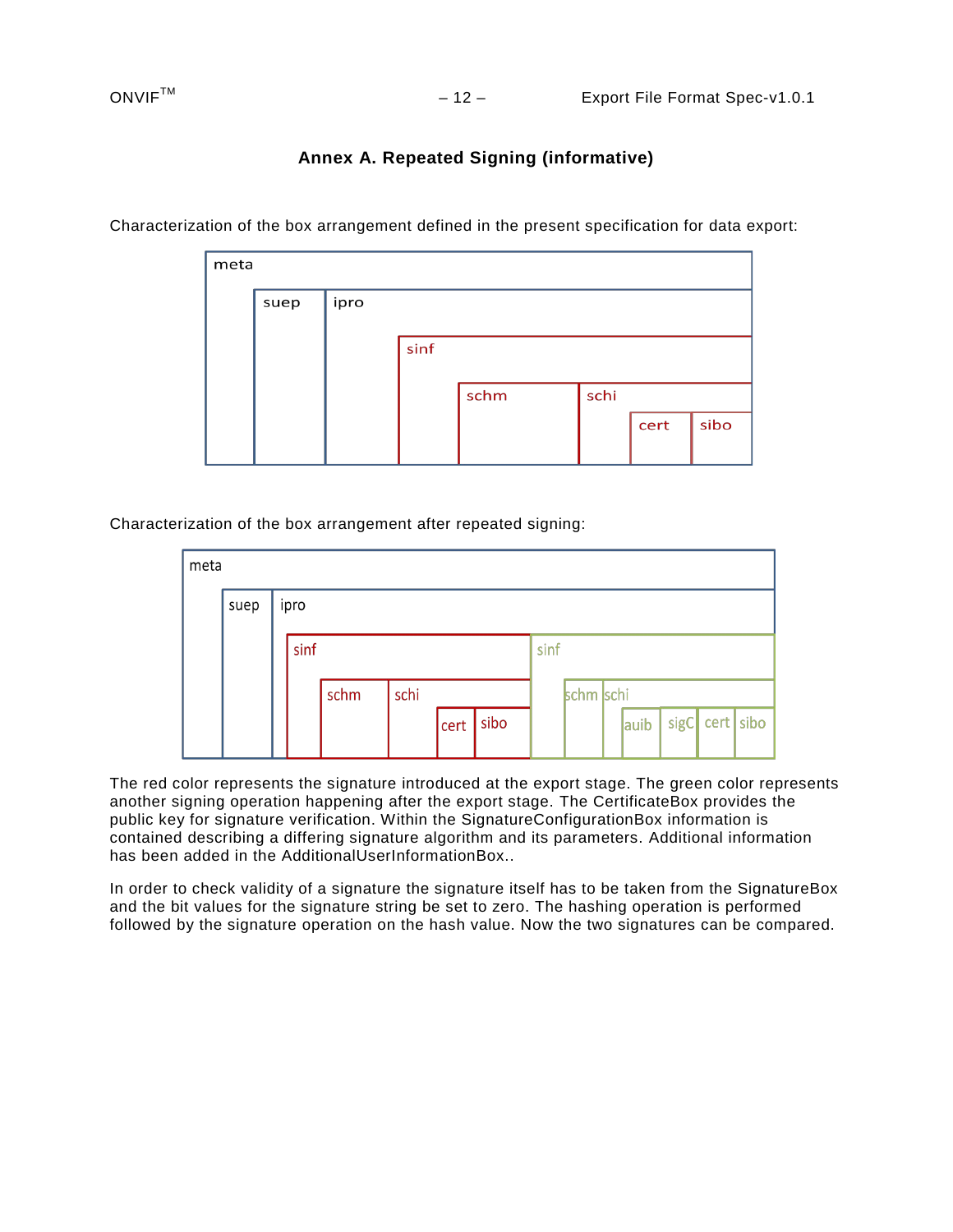# Annex A. Repeated Signing (informative)

Characterization of the box arrangement defined in the present specification for data export:

meta
suep
ipro
sinf
schm
schi
cert
sibo

Characterization of the box arrangement after repeated signing:

meta
suep
ipro
sinf
schm
schi
cert
sibo
sinf
schm
schi
auib
sigC
cert
sibo

The red color represents the signature introduced at the export stage. The green color represents another signing operation happening after the export stage. The CertificateBox provides the public key for signature verification. Within the SignatureConfigurationBox information is contained describing a differing signature algorithm and its parameters. Additional information has been added in the AdditionalUserInformationBox..

In order to check validity of a signature the signature itself has to be taken from the SignatureBox and the bit values for the signature string be set to zero. The hashing operation is performed followed by the signature operation on the hash value. Now the two signatures can be compared.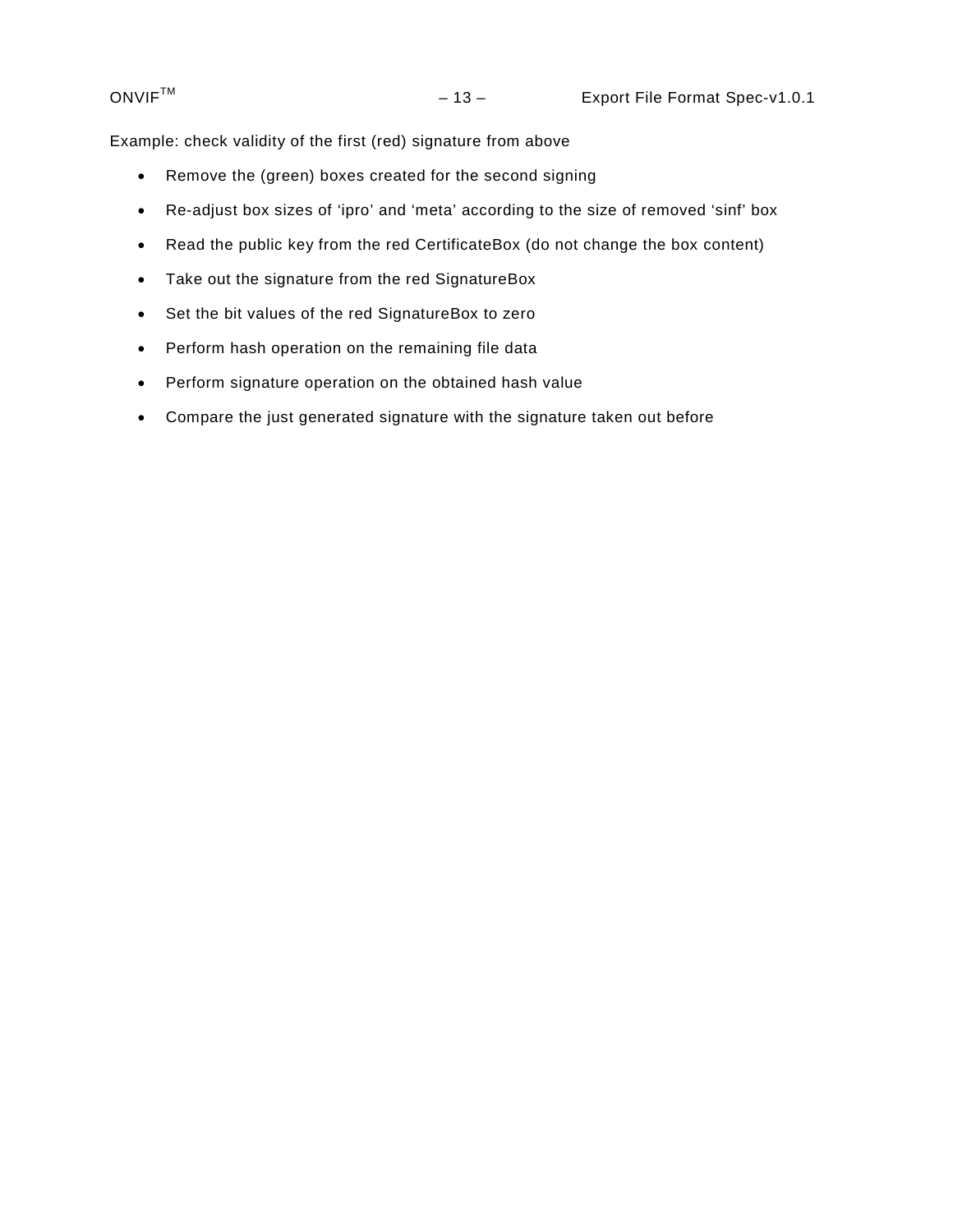Example: check validity of the first (red) signature from above

- Remove the (green) boxes created for the second signing
- Re-adjust box sizes of ‘ipro’ and ‘meta’ according to the size of removed ‘sinf’ box
- Read the public key from the red CertificateBox (do not change the box content)
- Take out the signature from the red SignatureBox
- Set the bit values of the red SignatureBox to zero
- Perform hash operation on the remaining file data
- Perform signature operation on the obtained hash value
- Compare the just generated signature with the signature taken out before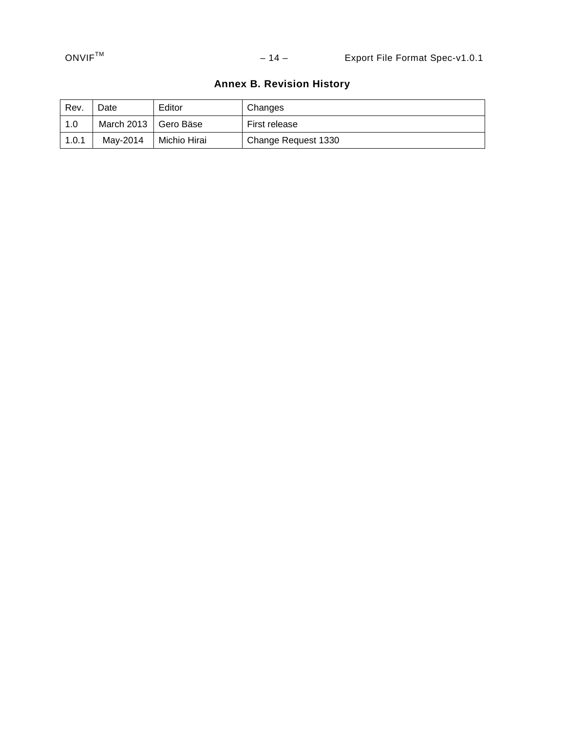# Annex B. Revision History

| Rev. | Date | Editor | Changes |
|---|---|---|---|
| 1.0 | March 2013 | Gero Bäse | First release |
| 1.0.1 | May-2014 | Michio Hirai | Change Request 1330 |